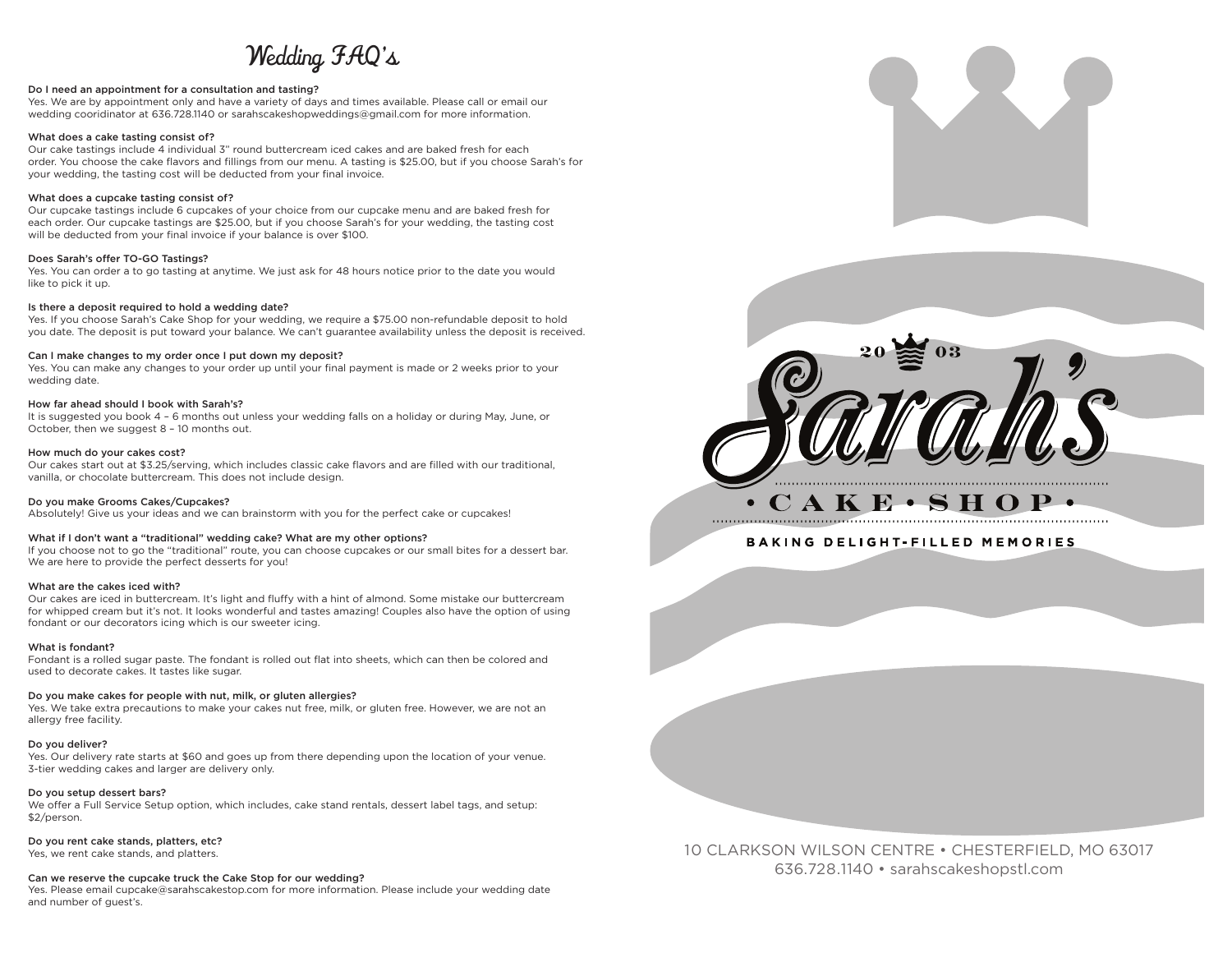# Wedding FAQ's

**Do I need an appointment for a consultation and tasting?**
Yes. We are by appointment only and have a variety of days and times available. Please call or email our wedding cooridinator at 636.728.1140 or sarahscakeshopweddings@gmail.com for more information.

**What does a cake tasting consist of?**
Our cake tastings include 4 individual 3" round buttercream iced cakes and are baked fresh for each order. You choose the cake flavors and fillings from our menu. A tasting is $25.00, but if you choose Sarah's for your wedding, the tasting cost will be deducted from your final invoice.

**What does a cupcake tasting consist of?**
Our cupcake tastings include 6 cupcakes of your choice from our cupcake menu and are baked fresh for each order. Our cupcake tastings are $25.00, but if you choose Sarah's for your wedding, the tasting cost will be deducted from your final invoice if your balance is over $100.

**Does Sarah's offer TO-GO Tastings?**
Yes. You can order a to go tasting at anytime. We just ask for 48 hours notice prior to the date you would like to pick it up.

**Is there a deposit required to hold a wedding date?**
Yes. If you choose Sarah's Cake Shop for your wedding, we require a $75.00 non-refundable deposit to hold you date. The deposit is put toward your balance. We can't guarantee availability unless the deposit is received.

**Can I make changes to my order once I put down my deposit?**
Yes. You can make any changes to your order up until your final payment is made or 2 weeks prior to your wedding date.

**How far ahead should I book with Sarah's?**
It is suggested you book 4 – 6 months out unless your wedding falls on a holiday or during May, June, or October, then we suggest 8 – 10 months out.

**How much do your cakes cost?**
Our cakes start out at $3.25/serving, which includes classic cake flavors and are filled with our traditional, vanilla, or chocolate buttercream. This does not include design.

**Do you make Grooms Cakes/Cupcakes?**
Absolutely! Give us your ideas and we can brainstorm with you for the perfect cake or cupcakes!

**What if I don't want a "traditional" wedding cake? What are my other options?**
If you choose not to go the "traditional" route, you can choose cupcakes or our small bites for a dessert bar. We are here to provide the perfect desserts for you!

**What are the cakes iced with?**
Our cakes are iced in buttercream. It's light and fluffy with a hint of almond. Some mistake our buttercream for whipped cream but it's not. It looks wonderful and tastes amazing! Couples also have the option of using fondant or our decorators icing which is our sweeter icing.

**What is fondant?**
Fondant is a rolled sugar paste. The fondant is rolled out flat into sheets, which can then be colored and used to decorate cakes. It tastes like sugar.

**Do you make cakes for people with nut, milk, or gluten allergies?**
Yes. We take extra precautions to make your cakes nut free, milk, or gluten free. However, we are not an allergy free facility.

**Do you deliver?**
Yes. Our delivery rate starts at $60 and goes up from there depending upon the location of your venue. 3-tier wedding cakes and larger are delivery only.

**Do you setup dessert bars?**
We offer a Full Service Setup option, which includes, cake stand rentals, dessert label tags, and setup: $2/person.

**Do you rent cake stands, platters, etc?**
Yes, we rent cake stands, and platters.

**Can we reserve the cupcake truck the Cake Stop for our wedding?**
Yes. Please email cupcake@sarahscakestop.com for more information. Please include your wedding date and number of guest's.

2003

# Sarah's
## • CAKE • SHOP •

**BAKING DELIGHT-FILLED MEMORIES**

10 CLARKSON WILSON CENTRE • CHESTERFIELD, MO 63017
636.728.1140 • sarahscakeshopstl.com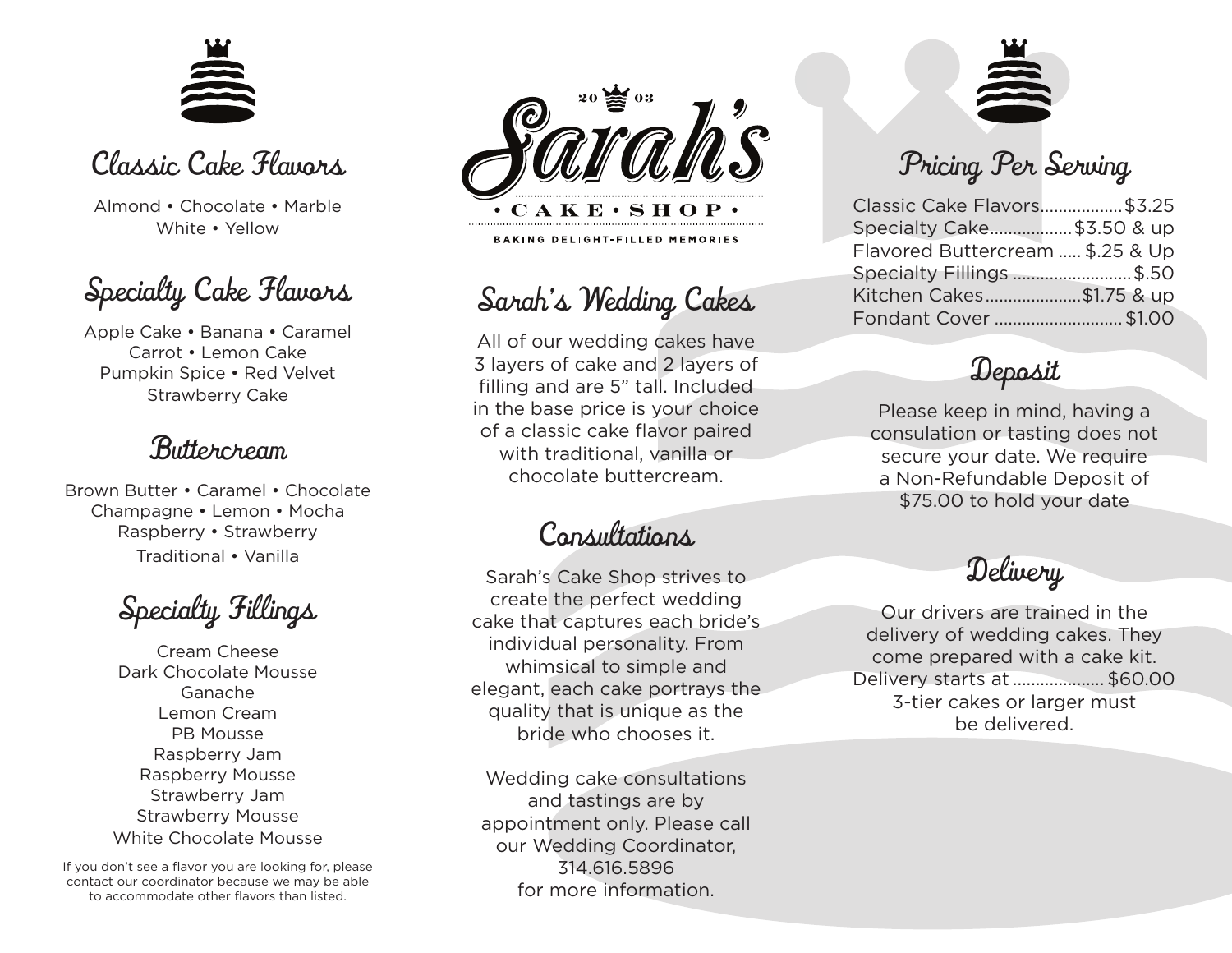## Classic Cake Flavors

Almond • Chocolate • Marble
White • Yellow

## Specialty Cake Flavors

Apple Cake • Banana • Caramel
Carrot • Lemon Cake
Pumpkin Spice • Red Velvet
Strawberry Cake

## Buttercream

Brown Butter • Caramel • Chocolate
Champagne • Lemon • Mocha
Raspberry • Strawberry
Traditional • Vanilla

## Specialty Fillings

Cream Cheese
Dark Chocolate Mousse
Ganache
Lemon Cream
PB Mousse
Raspberry Jam
Raspberry Mousse
Strawberry Jam
Strawberry Mousse
White Chocolate Mousse

If you don't see a flavor you are looking for, please contact our coordinator because we may be able to accommodate other flavors than listed.

20 03

# Sarah's

CAKE • SHOP

BAKING DELIGHT-FILLED MEMORIES

## Sarah's Wedding Cakes

All of our wedding cakes have 3 layers of cake and 2 layers of filling and are 5" tall. Included in the base price is your choice of a classic cake flavor paired with traditional, vanilla or chocolate buttercream.

## Consultations

Sarah's Cake Shop strives to create the perfect wedding cake that captures each bride's individual personality. From whimsical to simple and elegant, each cake portrays the quality that is unique as the bride who chooses it.

Wedding cake consultations and tastings are by appointment only. Please call our Wedding Coordinator, 314.616.5896 for more information.

## Pricing Per Serving

| | |
|---|---|
| Classic Cake Flavors | $3.25 |
| Specialty Cake | $3.50 & up |
| Flavored Buttercream | $.25 & Up |
| Specialty Fillings | $.50 |
| Kitchen Cakes | $1.75 & up |
| Fondant Cover | $1.00 |

## Deposit

Please keep in mind, having a consulation or tasting does not secure your date. We require a Non-Refundable Deposit of $75.00 to hold your date

## Delivery

Our drivers are trained in the delivery of wedding cakes. They come prepared with a cake kit.
Delivery starts at .................... $60.00
3-tier cakes or larger must be delivered.